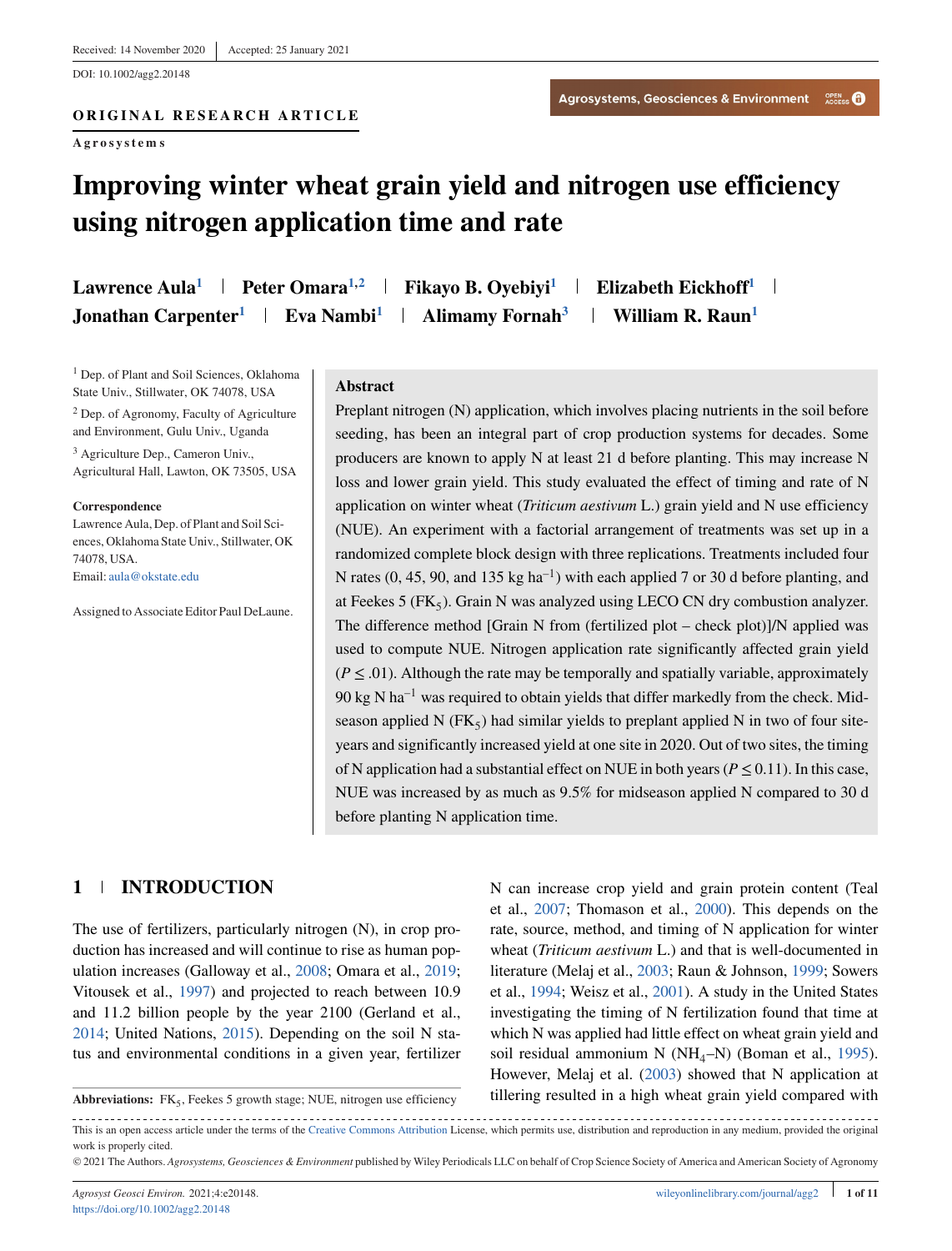Received: 14 November 2020 | Accepted: 25 January 2021

DOI: 10.1002/agg2.20148

**ORIGINAL RESEARCH ARTICLE**

**Agrosystems**

# Improving winter wheat grain yield and nitrogen use efficiency using nitrogen application time and rate

**Lawrence Aula[1] | Peter Omara[1,2] | Fikayo B. Oyebiyi[1] | Elizabeth Eickhoff[1] | Jonathan Carpenter[1] | Eva Nambi[1] | Alimamy Fornah[3] | William R. Raun[1]**

[1] Dep. of Plant and Soil Sciences, Oklahoma State Univ., Stillwater, OK 74078, USA

[2] Dep. of Agronomy, Faculty of Agriculture and Environment, Gulu Univ., Uganda

[3] Agriculture Dep., Cameron Univ., Agricultural Hall, Lawton, OK 73505, USA

**Correspondence**
Lawrence Aula, Dep. of Plant and Soil Sciences, Oklahoma State Univ., Stillwater, OK 74078, USA.
Email: aula@okstate.edu

Assigned to Associate Editor Paul DeLaune.

## Abstract

Preplant nitrogen (N) application, which involves placing nutrients in the soil before seeding, has been an integral part of crop production systems for decades. Some producers are known to apply N at least 21 d before planting. This may increase N loss and lower grain yield. This study evaluated the effect of timing and rate of N application on winter wheat (*Triticum aestivum* L.) grain yield and N use efficiency (NUE). An experiment with a factorial arrangement of treatments was set up in a randomized complete block design with three replications. Treatments included four N rates (0, 45, 90, and 135 kg $ha^{-1}$) with each applied 7 or 30 d before planting, and at Feekes 5 ($FK_5$). Grain N was analyzed using LECO CN dry combustion analyzer. The difference method [Grain N from (fertilized plot – check plot)]/N applied was used to compute NUE. Nitrogen application rate significantly affected grain yield ($P \leq .01$). Although the rate may be temporally and spatially variable, approximately 90 kg N $ha^{-1}$ was required to obtain yields that differ markedly from the check. Midseason applied N ($FK_5$) had similar yields to preplant applied N in two of four site-years and significantly increased yield at one site in 2020. Out of two sites, the timing of N application had a substantial effect on NUE in both years ($P \leq 0.11$). In this case, NUE was increased by as much as 9.5% for midseason applied N compared to 30 d before planting N application time.

## 1 | INTRODUCTION

The use of fertilizers, particularly nitrogen (N), in crop production has increased and will continue to rise as human population increases (Galloway et al., 2008; Omara et al., 2019; Vitousek et al., 1997) and projected to reach between 10.9 and 11.2 billion people by the year 2100 (Gerland et al., 2014; United Nations, 2015). Depending on the soil N status and environmental conditions in a given year, fertilizer N can increase crop yield and grain protein content (Teal et al., 2007; Thomason et al., 2000). This depends on the rate, source, method, and timing of N application for winter wheat (*Triticum aestivum* L.) and that is well-documented in literature (Melaj et al., 2003; Raun & Johnson, 1999; Sowers et al., 1994; Weisz et al., 2001). A study in the United States investigating the timing of N fertilization found that time at which N was applied had little effect on wheat grain yield and soil residual ammonium N ($NH_4$–N) (Boman et al., 1995). However, Melaj et al. (2003) showed that N application at tillering resulted in a high wheat grain yield compared with

**Abbreviations:** $FK_5$, Feekes 5 growth stage; NUE, nitrogen use efficiency

This is an open access article under the terms of the Creative Commons Attribution License, which permits use, distribution and reproduction in any medium, provided the original work is properly cited.

© 2021 The Authors. *Agrosystems, Geosciences & Environment* published by Wiley Periodicals LLC on behalf of Crop Science Society of America and American Society of Agronomy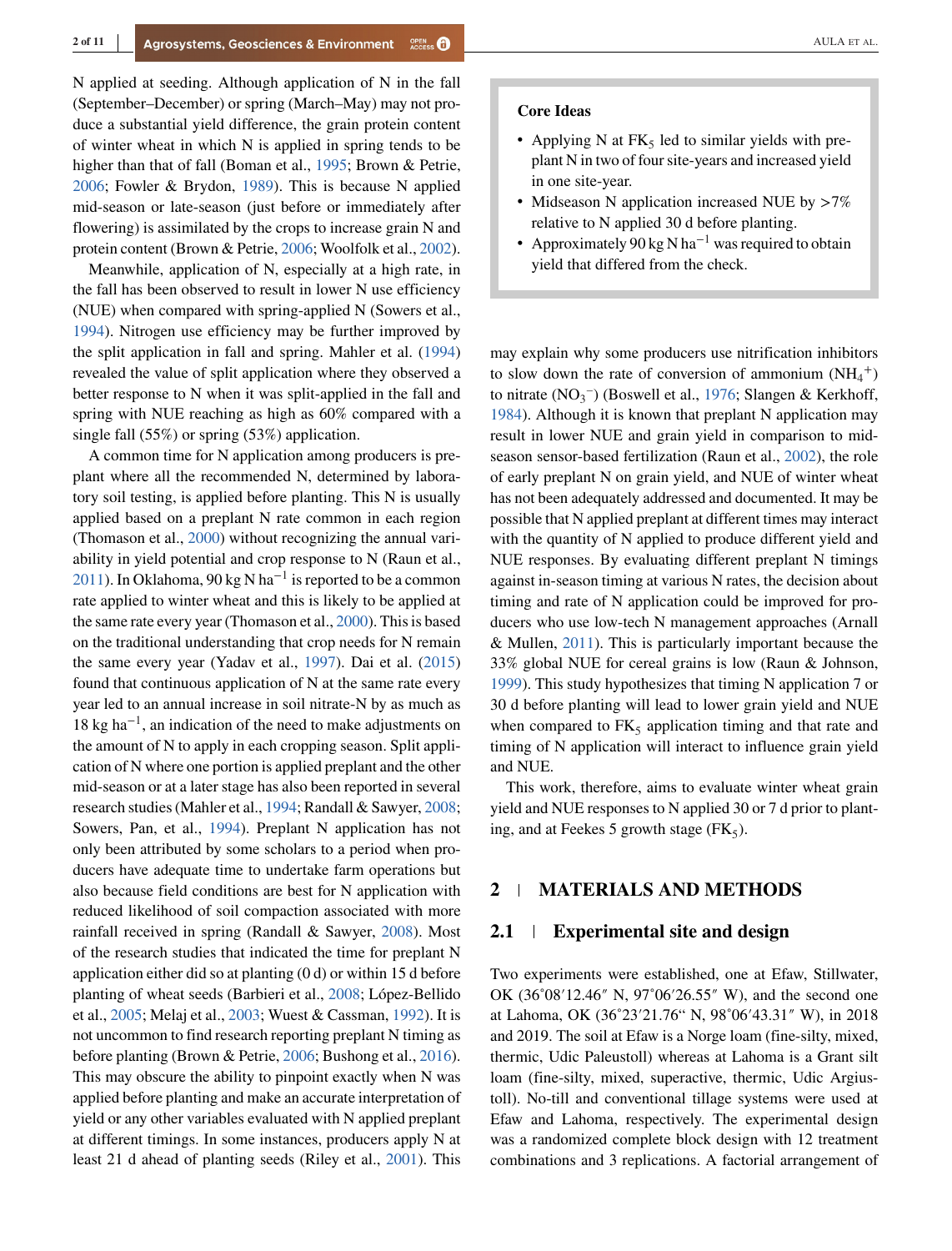N applied at seeding. Although application of N in the fall (September–December) or spring (March–May) may not produce a substantial yield difference, the grain protein content of winter wheat in which N is applied in spring tends to be higher than that of fall (Boman et al., 1995; Brown & Petrie, 2006; Fowler & Brydon, 1989). This is because N applied mid-season or late-season (just before or immediately after flowering) is assimilated by the crops to increase grain N and protein content (Brown & Petrie, 2006; Woolfolk et al., 2002).

Meanwhile, application of N, especially at a high rate, in the fall has been observed to result in lower N use efficiency (NUE) when compared with spring-applied N (Sowers et al., 1994). Nitrogen use efficiency may be further improved by the split application in fall and spring. Mahler et al. (1994) revealed the value of split application where they observed a better response to N when it was split-applied in the fall and spring with NUE reaching as high as 60% compared with a single fall (55%) or spring (53%) application.

A common time for N application among producers is preplant where all the recommended N, determined by laboratory soil testing, is applied before planting. This N is usually applied based on a preplant N rate common in each region (Thomason et al., 2000) without recognizing the annual variability in yield potential and crop response to N (Raun et al., 2011). In Oklahoma, 90 kg N $ha^{-1}$ is reported to be a common rate applied to winter wheat and this is likely to be applied at the same rate every year (Thomason et al., 2000). This is based on the traditional understanding that crop needs for N remain the same every year (Yadav et al., 1997). Dai et al. (2015) found that continuous application of N at the same rate every year led to an annual increase in soil nitrate-N by as much as 18 kg $ha^{-1}$, an indication of the need to make adjustments on the amount of N to apply in each cropping season. Split application of N where one portion is applied preplant and the other mid-season or at a later stage has also been reported in several research studies (Mahler et al., 1994; Randall & Sawyer, 2008; Sowers, Pan, et al., 1994). Preplant N application has not only been attributed by some scholars to a period when producers have adequate time to undertake farm operations but also because field conditions are best for N application with reduced likelihood of soil compaction associated with more rainfall received in spring (Randall & Sawyer, 2008). Most of the research studies that indicated the time for preplant N application either did so at planting (0 d) or within 15 d before planting of wheat seeds (Barbieri et al., 2008; López-Bellido et al., 2005; Melaj et al., 2003; Wuest & Cassman, 1992). It is not uncommon to find research reporting preplant N timing as before planting (Brown & Petrie, 2006; Bushong et al., 2016). This may obscure the ability to pinpoint exactly when N was applied before planting and make an accurate interpretation of yield or any other variables evaluated with N applied preplant at different timings. In some instances, producers apply N at least 21 d ahead of planting seeds (Riley et al., 2001). This may explain why some producers use nitrification inhibitors to slow down the rate of conversion of ammonium ($NH_4^+$) to nitrate ($NO_3^-$) (Boswell et al., 1976; Slangen & Kerkhoff, 1984). Although it is known that preplant N application may result in lower NUE and grain yield in comparison to mid-season sensor-based fertilization (Raun et al., 2002), the role of early preplant N on grain yield, and NUE of winter wheat has not been adequately addressed and documented. It may be possible that N applied preplant at different times may interact with the quantity of N applied to produce different yield and NUE responses. By evaluating different preplant N timings against in-season timing at various N rates, the decision about timing and rate of N application could be improved for producers who use low-tech N management approaches (Arnall & Mullen, 2011). This is particularly important because the 33% global NUE for cereal grains is low (Raun & Johnson, 1999). This study hypothesizes that timing N application 7 or 30 d before planting will lead to lower grain yield and NUE when compared to $FK_5$ application timing and that rate and timing of N application will interact to influence grain yield and NUE.

This work, therefore, aims to evaluate winter wheat grain yield and NUE responses to N applied 30 or 7 d prior to planting, and at Feekes 5 growth stage ($FK_5$).

> **Core Ideas**
>
> - Applying N at $FK_5$ led to similar yields with preplant N in two of four site-years and increased yield in one site-year.
> - Midseason N application increased NUE by >7% relative to N applied 30 d before planting.
> - Approximately 90 kg N $ha^{-1}$ was required to obtain yield that differed from the check.

## 2 | MATERIALS AND METHODS

### 2.1 | Experimental site and design

Two experiments were established, one at Efaw, Stillwater, OK (36˚08′12.46″ N, 97˚06′26.55″ W), and the second one at Lahoma, OK (36˚23′21.76" N, 98˚06′43.31″ W), in 2018 and 2019. The soil at Efaw is a Norge loam (fine-silty, mixed, thermic, Udic Paleustoll) whereas at Lahoma is a Grant silt loam (fine-silty, mixed, superactive, thermic, Udic Argiustoll). No-till and conventional tillage systems were used at Efaw and Lahoma, respectively. The experimental design was a randomized complete block design with 12 treatment combinations and 3 replications. A factorial arrangement of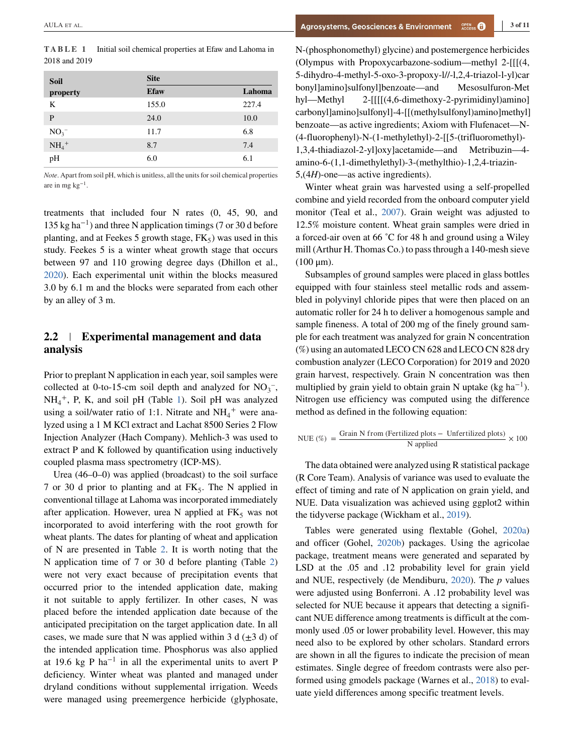**TABLE 1** Initial soil chemical properties at Efaw and Lahoma in 2018 and 2019

| Soil property | Site | |
|---|---|---|
| | Efaw | Lahoma |
| K | 155.0 | 227.4 |
| P | 24.0 | 10.0 |
| $NO_3^-$ | 11.7 | 6.8 |
| $NH_4^+$ | 8.7 | 7.4 |
| pH | 6.0 | 6.1 |

*Note*. Apart from soil pH, which is unitless, all the units for soil chemical properties are in mg $kg^{-1}$.

treatments that included four N rates (0, 45, 90, and 135 kg $ha^{-1}$) and three N application timings (7 or 30 d before planting, and at Feekes 5 growth stage, $FK_5$) was used in this study. Feekes 5 is a winter wheat growth stage that occurs between 97 and 110 growing degree days (Dhillon et al., 2020). Each experimental unit within the blocks measured 3.0 by 6.1 m and the blocks were separated from each other by an alley of 3 m.

## 2.2 | Experimental management and data analysis

Prior to preplant N application in each year, soil samples were collected at 0-to-15-cm soil depth and analyzed for $NO_3^-$, $NH_4^+$, P, K, and soil pH (Table 1). Soil pH was analyzed using a soil/water ratio of 1:1. Nitrate and $NH_4^+$ were analyzed using a 1 M KCl extract and Lachat 8500 Series 2 Flow Injection Analyzer (Hach Company). Mehlich-3 was used to extract P and K followed by quantification using inductively coupled plasma mass spectrometry (ICP-MS).

Urea (46–0–0) was applied (broadcast) to the soil surface 7 or 30 d prior to planting and at $FK_5$. The N applied in conventional tillage at Lahoma was incorporated immediately after application. However, urea N applied at $FK_5$ was not incorporated to avoid interfering with the root growth for wheat plants. The dates for planting of wheat and application of N are presented in Table 2. It is worth noting that the N application time of 7 or 30 d before planting (Table 2) were not very exact because of precipitation events that occurred prior to the intended application date, making it not suitable to apply fertilizer. In other cases, N was placed before the intended application date because of the anticipated precipitation on the target application date. In all cases, we made sure that N was applied within 3 d (±3 d) of the intended application time. Phosphorus was also applied at 19.6 kg P $ha^{-1}$ in all the experimental units to avert P deficiency. Winter wheat was planted and managed under dryland conditions without supplemental irrigation. Weeds were managed using preemergence herbicide (glyphosate, N-(phosphonomethyl) glycine) and postemergence herbicides (Olympus with Propoxycarbazone-sodium—methyl 2-[[[(4,5-dihydro-4-methyl-5-oxo-3-propoxy-l//-l,2,4-triazol-l-yl)carbonyl]amino]sulfonyl]benzoate—and Mesosulfuron-Methyl—Methyl 2-[[[[(4,6-dimethoxy-2-pyrimidinyl)amino]carbonyl]amino]sulfonyl]-4-[[(methylsulfonyl)amino]methyl]benzoate—as active ingredients; Axiom with Flufenacet—N-(4-fluorophenyl)-N-(1-methylethyl)-2-[[5-(trifluoromethyl)-1,3,4-thiadiazol-2-yl]oxy]acetamide—and Metribuzin—4-amino-6-(1,1-dimethylethyl)-3-(methylthio)-1,2,4-triazin-5,(4*H*)-one—as active ingredients).

Winter wheat grain was harvested using a self-propelled combine and yield recorded from the onboard computer yield monitor (Teal et al., 2007). Grain weight was adjusted to 12.5% moisture content. Wheat grain samples were dried in a forced-air oven at 66 ˚C for 48 h and ground using a Wiley mill (Arthur H. Thomas Co.) to pass through a 140-mesh sieve (100 μm).

Subsamples of ground samples were placed in glass bottles equipped with four stainless steel metallic rods and assembled in polyvinyl chloride pipes that were then placed on an automatic roller for 24 h to deliver a homogenous sample and sample fineness. A total of 200 mg of the finely ground sample for each treatment was analyzed for grain N concentration (%) using an automated LECO CN 628 and LECO CN 828 dry combustion analyzer (LECO Corporation) for 2019 and 2020 grain harvest, respectively. Grain N concentration was then multiplied by grain yield to obtain grain N uptake (kg $ha^{-1}$). Nitrogen use efficiency was computed using the difference method as defined in the following equation:

$$\text{NUE (\%)} = \frac{\text{Grain N from (Fertilized plots} - \text{Unfertilized plots)}}{\text{N applied}} \times 100$$

The data obtained were analyzed using R statistical package (R Core Team). Analysis of variance was used to evaluate the effect of timing and rate of N application on grain yield, and NUE. Data visualization was achieved using ggplot2 within the tidyverse package (Wickham et al., 2019).

Tables were generated using flextable (Gohel, 2020a) and officer (Gohel, 2020b) packages. Using the agricolae package, treatment means were generated and separated by LSD at the .05 and .12 probability level for grain yield and NUE, respectively (de Mendiburu, 2020). The *p* values were adjusted using Bonferroni. A .12 probability level was selected for NUE because it appears that detecting a significant NUE difference among treatments is difficult at the commonly used .05 or lower probability level. However, this may need also to be explored by other scholars. Standard errors are shown in all the figures to indicate the precision of mean estimates. Single degree of freedom contrasts were also performed using gmodels package (Warnes et al., 2018) to evaluate yield differences among specific treatment levels.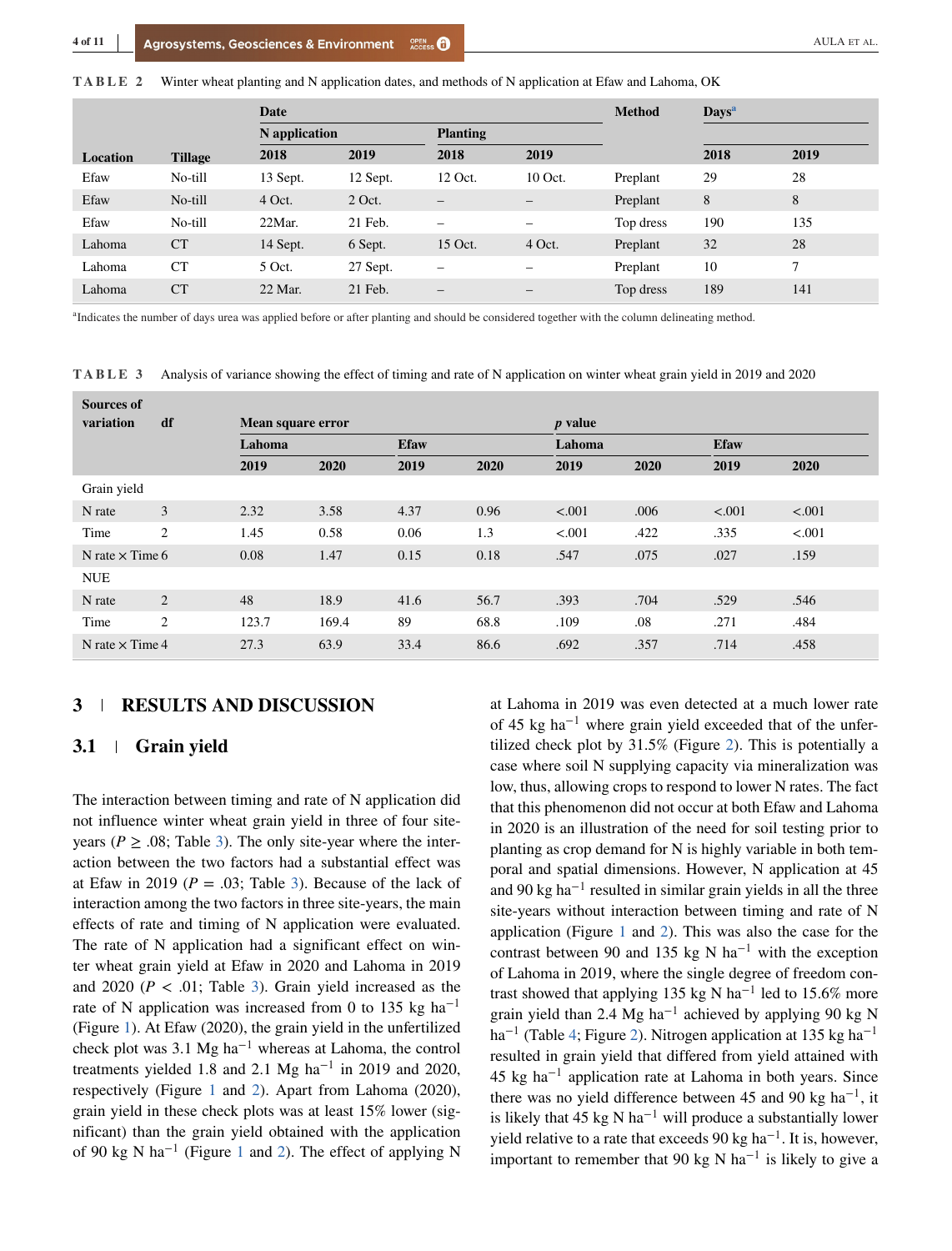**TABLE 2** Winter wheat planting and N application dates, and methods of N application at Efaw and Lahoma, OK

| Location | Tillage | Date | | | | Method | Days[a] | |
|---|---|---|---|---|---|---|---|---|
| | | N application | | Planting | | | | |
| | | 2018 | 2019 | 2018 | 2019 | | 2018 | 2019 |
| Efaw | No-till | 13 Sept. | 12 Sept. | 12 Oct. | 10 Oct. | Preplant | 29 | 28 |
| Efaw | No-till | 4 Oct. | 2 Oct. | – | – | Preplant | 8 | 8 |
| Efaw | No-till | 22Mar. | 21 Feb. | – | – | Top dress | 190 | 135 |
| Lahoma | CT | 14 Sept. | 6 Sept. | 15 Oct. | 4 Oct. | Preplant | 32 | 28 |
| Lahoma | CT | 5 Oct. | 27 Sept. | – | – | Preplant | 10 | 7 |
| Lahoma | CT | 22 Mar. | 21 Feb. | – | – | Top dress | 189 | 141 |

[a]Indicates the number of days urea was applied before or after planting and should be considered together with the column delineating method.

**TABLE 3** Analysis of variance showing the effect of timing and rate of N application on winter wheat grain yield in 2019 and 2020

| Sources of variation | df | Mean square error | | | | *p* value | | | |
|---|---|---|---|---|---|---|---|---|---|
| | | Lahoma | | Efaw | | Lahoma | | Efaw | |
| | | 2019 | 2020 | 2019 | 2020 | 2019 | 2020 | 2019 | 2020 |
| Grain yield | | | | | | | | | |
| N rate | 3 | 2.32 | 3.58 | 4.37 | 0.96 | <.001 | .006 | <.001 | <.001 |
| Time | 2 | 1.45 | 0.58 | 0.06 | 1.3 | <.001 | .422 | .335 | <.001 |
| N rate × Time | 6 | 0.08 | 1.47 | 0.15 | 0.18 | .547 | .075 | .027 | .159 |
| NUE | | | | | | | | | |
| N rate | 2 | 48 | 18.9 | 41.6 | 56.7 | .393 | .704 | .529 | .546 |
| Time | 2 | 123.7 | 169.4 | 89 | 68.8 | .109 | .08 | .271 | .484 |
| N rate × Time | 4 | 27.3 | 63.9 | 33.4 | 86.6 | .692 | .357 | .714 | .458 |

## 3 RESULTS AND DISCUSSION

### 3.1 Grain yield

The interaction between timing and rate of N application did not influence winter wheat grain yield in three of four site-years ($P \geq .08$; Table 3). The only site-year where the interaction between the two factors had a substantial effect was at Efaw in 2019 ($P = .03$; Table 3). Because of the lack of interaction among the two factors in three site-years, the main effects of rate and timing of N application were evaluated. The rate of N application had a significant effect on winter wheat grain yield at Efaw in 2020 and Lahoma in 2019 and 2020 ($P < .01$; Table 3). Grain yield increased as the rate of N application was increased from 0 to 135 kg ha$^{-1}$ (Figure 1). At Efaw (2020), the grain yield in the unfertilized check plot was 3.1 Mg ha$^{-1}$ whereas at Lahoma, the control treatments yielded 1.8 and 2.1 Mg ha$^{-1}$ in 2019 and 2020, respectively (Figure 1 and 2). Apart from Lahoma (2020), grain yield in these check plots was at least 15% lower (significant) than the grain yield obtained with the application of 90 kg N ha$^{-1}$ (Figure 1 and 2). The effect of applying N at Lahoma in 2019 was even detected at a much lower rate of 45 kg ha$^{-1}$ where grain yield exceeded that of the unfertilized check plot by 31.5% (Figure 2). This is potentially a case where soil N supplying capacity via mineralization was low, thus, allowing crops to respond to lower N rates. The fact that this phenomenon did not occur at both Efaw and Lahoma in 2020 is an illustration of the need for soil testing prior to planting as crop demand for N is highly variable in both temporal and spatial dimensions. However, N application at 45 and 90 kg ha$^{-1}$ resulted in similar grain yields in all the three site-years without interaction between timing and rate of N application (Figure 1 and 2). This was also the case for the contrast between 90 and 135 kg N ha$^{-1}$ with the exception of Lahoma in 2019, where the single degree of freedom contrast showed that applying 135 kg N ha$^{-1}$ led to 15.6% more grain yield than 2.4 Mg ha$^{-1}$ achieved by applying 90 kg N ha$^{-1}$ (Table 4; Figure 2). Nitrogen application at 135 kg ha$^{-1}$ resulted in grain yield that differed from yield attained with 45 kg ha$^{-1}$ application rate at Lahoma in both years. Since there was no yield difference between 45 and 90 kg ha$^{-1}$, it is likely that 45 kg N ha$^{-1}$ will produce a substantially lower yield relative to a rate that exceeds 90 kg ha$^{-1}$. It is, however, important to remember that 90 kg N ha$^{-1}$ is likely to give a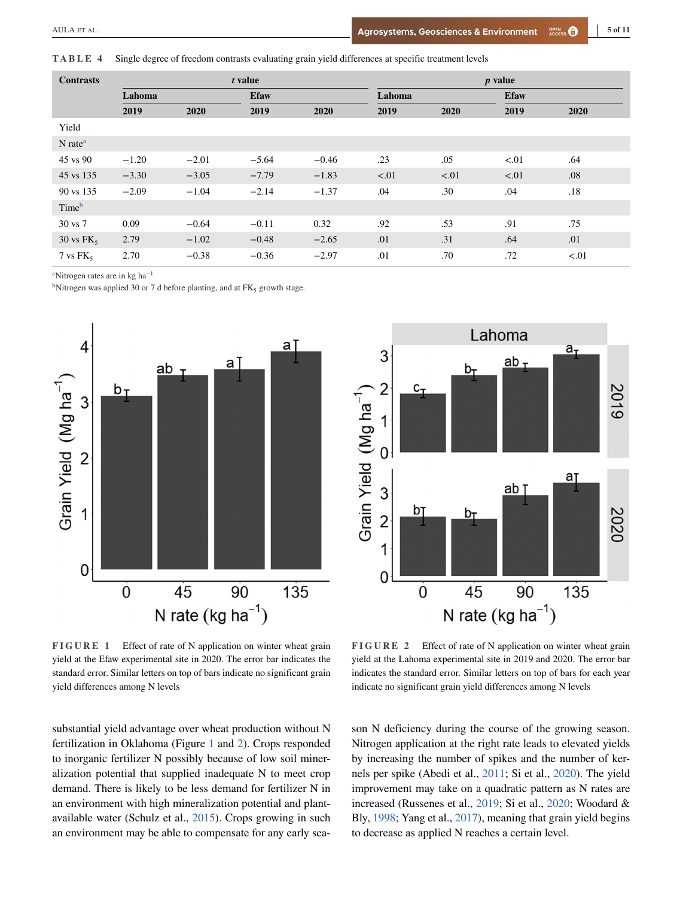**TABLE 4** Single degree of freedom contrasts evaluating grain yield differences at specific treatment levels

| Contrasts | *t* value | | | | *p* value | | | |
|---|---|---|---|---|---|---|---|---|
| | Lahoma | | Efaw | | Lahoma | | Efaw | |
| | 2019 | 2020 | 2019 | 2020 | 2019 | 2020 | 2019 | 2020 |
| Yield | | | | | | | | |
| N rate[a] | | | | | | | | |
| 45 vs 90 | −1.20 | −2.01 | −5.64 | −0.46 | .23 | .05 | <.01 | .64 |
| 45 vs 135 | −3.30 | −3.05 | −7.79 | −1.83 | <.01 | <.01 | <.01 | .08 |
| 90 vs 135 | −2.09 | −1.04 | −2.14 | −1.37 | .04 | .30 | .04 | .18 |
| Time[b] | | | | | | | | |
| 30 vs 7 | 0.09 | −0.64 | −0.11 | 0.32 | .92 | .53 | .91 | .75 |
| 30 vs $FK_5$ | 2.79 | −1.02 | −0.48 | −2.65 | .01 | .31 | .64 | .01 |
| 7 vs $FK_5$ | 2.70 | −0.38 | −0.36 | −2.97 | .01 | .70 | .72 | <.01 |

[a]Nitrogen rates are in kg ha$^{-1}$.

[b]Nitrogen was applied 30 or 7 d before planting, and at $FK_5$ growth stage.

**FIGURE 1** Effect of rate of N application on winter wheat grain yield at the Efaw experimental site in 2020. The error bar indicates the standard error. Similar letters on top of bars indicate no significant grain yield differences among N levels

**FIGURE 2** Effect of rate of N application on winter wheat grain yield at the Lahoma experimental site in 2019 and 2020. The error bar indicates the standard error. Similar letters on top of bars for each year indicate no significant grain yield differences among N levels

substantial yield advantage over wheat production without N fertilization in Oklahoma (Figure 1 and 2). Crops responded to inorganic fertilizer N possibly because of low soil mineralization potential that supplied inadequate N to meet crop demand. There is likely to be less demand for fertilizer N in an environment with high mineralization potential and plant-available water (Schulz et al., 2015). Crops growing in such an environment may be able to compensate for any early season N deficiency during the course of the growing season. Nitrogen application at the right rate leads to elevated yields by increasing the number of spikes and the number of kernels per spike (Abedi et al., 2011; Si et al., 2020). The yield improvement may take on a quadratic pattern as N rates are increased (Russenes et al., 2019; Si et al., 2020; Woodard & Bly, 1998; Yang et al., 2017), meaning that grain yield begins to decrease as applied N reaches a certain level.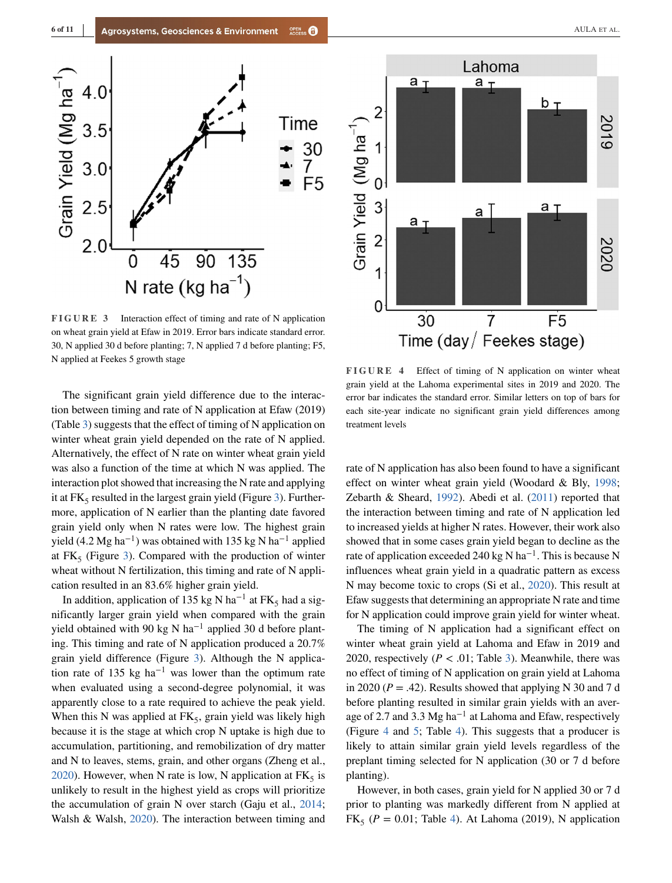FIGURE 3 Interaction effect of timing and rate of N application on wheat grain yield at Efaw in 2019. Error bars indicate standard error. 30, N applied 30 d before planting; 7, N applied 7 d before planting; F5, N applied at Feekes 5 growth stage

The significant grain yield difference due to the interaction between timing and rate of N application at Efaw (2019) (Table 3) suggests that the effect of timing of N application on winter wheat grain yield depended on the rate of N applied. Alternatively, the effect of N rate on winter wheat grain yield was also a function of the time at which N was applied. The interaction plot showed that increasing the N rate and applying it at $FK_5$ resulted in the largest grain yield (Figure 3). Furthermore, application of N earlier than the planting date favored grain yield only when N rates were low. The highest grain yield (4.2 Mg ha$^{-1}$) was obtained with 135 kg N ha$^{-1}$ applied at $FK_5$ (Figure 3). Compared with the production of winter wheat without N fertilization, this timing and rate of N application resulted in an 83.6% higher grain yield.

In addition, application of 135 kg N ha$^{-1}$ at $FK_5$ had a significantly larger grain yield when compared with the grain yield obtained with 90 kg N ha$^{-1}$ applied 30 d before planting. This timing and rate of N application produced a 20.7% grain yield difference (Figure 3). Although the N application rate of 135 kg ha$^{-1}$ was lower than the optimum rate when evaluated using a second-degree polynomial, it was apparently close to a rate required to achieve the peak yield. When this N was applied at $FK_5$, grain yield was likely high because it is the stage at which crop N uptake is high due to accumulation, partitioning, and remobilization of dry matter and N to leaves, stems, grain, and other organs (Zheng et al., 2020). However, when N rate is low, N application at $FK_5$ is unlikely to result in the highest yield as crops will prioritize the accumulation of grain N over starch (Gaju et al., 2014; Walsh & Walsh, 2020). The interaction between timing and rate of N application has also been found to have a significant effect on winter wheat grain yield (Woodard & Bly, 1998; Zebarth & Sheard, 1992). Abedi et al. (2011) reported that the interaction between timing and rate of N application led to increased yields at higher N rates. However, their work also showed that in some cases grain yield began to decline as the rate of application exceeded 240 kg N ha$^{-1}$. This is because N influences wheat grain yield in a quadratic pattern as excess N may become toxic to crops (Si et al., 2020). This result at Efaw suggests that determining an appropriate N rate and time for N application could improve grain yield for winter wheat.

FIGURE 4 Effect of timing of N application on winter wheat grain yield at the Lahoma experimental sites in 2019 and 2020. The error bar indicates the standard error. Similar letters on top of bars for each site-year indicate no significant grain yield differences among treatment levels

The timing of N application had a significant effect on winter wheat grain yield at Lahoma and Efaw in 2019 and 2020, respectively ($P$ < .01; Table 3). Meanwhile, there was no effect of timing of N application on grain yield at Lahoma in 2020 ($P$ = .42). Results showed that applying N 30 and 7 d before planting resulted in similar grain yields with an average of 2.7 and 3.3 Mg ha$^{-1}$ at Lahoma and Efaw, respectively (Figure 4 and 5; Table 4). This suggests that a producer is likely to attain similar grain yield levels regardless of the preplant timing selected for N application (30 or 7 d before planting).

However, in both cases, grain yield for N applied 30 or 7 d prior to planting was markedly different from N applied at $FK_5$ ($P$ = 0.01; Table 4). At Lahoma (2019), N application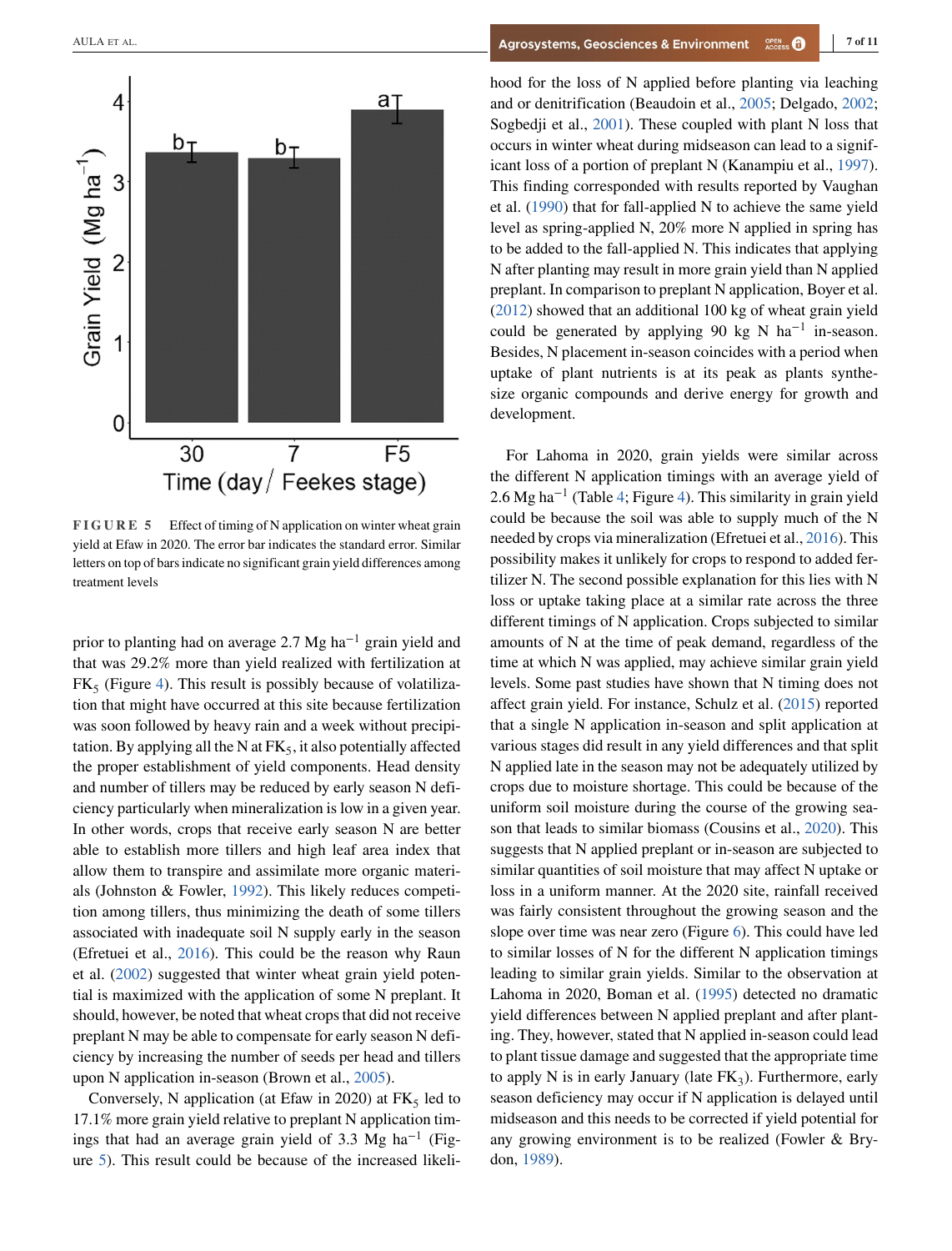FIGURE 5 Effect of timing of N application on winter wheat grain yield at Efaw in 2020. The error bar indicates the standard error. Similar letters on top of bars indicate no significant grain yield differences among treatment levels

prior to planting had on average 2.7 Mg ha$^{-1}$ grain yield and that was 29.2% more than yield realized with fertilization at $FK_5$ (Figure 4). This result is possibly because of volatilization that might have occurred at this site because fertilization was soon followed by heavy rain and a week without precipitation. By applying all the N at $FK_5$, it also potentially affected the proper establishment of yield components. Head density and number of tillers may be reduced by early season N deficiency particularly when mineralization is low in a given year. In other words, crops that receive early season N are better able to establish more tillers and high leaf area index that allow them to transpire and assimilate more organic materials (Johnston & Fowler, 1992). This likely reduces competition among tillers, thus minimizing the death of some tillers associated with inadequate soil N supply early in the season (Efretuei et al., 2016). This could be the reason why Raun et al. (2002) suggested that winter wheat grain yield potential is maximized with the application of some N preplant. It should, however, be noted that wheat crops that did not receive preplant N may be able to compensate for early season N deficiency by increasing the number of seeds per head and tillers upon N application in-season (Brown et al., 2005).

Conversely, N application (at Efaw in 2020) at $FK_5$ led to 17.1% more grain yield relative to preplant N application timings that had an average grain yield of 3.3 Mg ha$^{-1}$ (Figure 5). This result could be because of the increased likelihood for the loss of N applied before planting via leaching and or denitrification (Beaudoin et al., 2005; Delgado, 2002; Sogbedji et al., 2001). These coupled with plant N loss that occurs in winter wheat during midseason can lead to a significant loss of a portion of preplant N (Kanampiu et al., 1997). This finding corresponded with results reported by Vaughan et al. (1990) that for fall-applied N to achieve the same yield level as spring-applied N, 20% more N applied in spring has to be added to the fall-applied N. This indicates that applying N after planting may result in more grain yield than N applied preplant. In comparison to preplant N application, Boyer et al. (2012) showed that an additional 100 kg of wheat grain yield could be generated by applying 90 kg N ha$^{-1}$ in-season. Besides, N placement in-season coincides with a period when uptake of plant nutrients is at its peak as plants synthesize organic compounds and derive energy for growth and development.

For Lahoma in 2020, grain yields were similar across the different N application timings with an average yield of 2.6 Mg ha$^{-1}$ (Table 4; Figure 4). This similarity in grain yield could be because the soil was able to supply much of the N needed by crops via mineralization (Efretuei et al., 2016). This possibility makes it unlikely for crops to respond to added fertilizer N. The second possible explanation for this lies with N loss or uptake taking place at a similar rate across the three different timings of N application. Crops subjected to similar amounts of N at the time of peak demand, regardless of the time at which N was applied, may achieve similar grain yield levels. Some past studies have shown that N timing does not affect grain yield. For instance, Schulz et al. (2015) reported that a single N application in-season and split application at various stages did result in any yield differences and that split N applied late in the season may not be adequately utilized by crops due to moisture shortage. This could be because of the uniform soil moisture during the course of the growing season that leads to similar biomass (Cousins et al., 2020). This suggests that N applied preplant or in-season are subjected to similar quantities of soil moisture that may affect N uptake or loss in a uniform manner. At the 2020 site, rainfall received was fairly consistent throughout the growing season and the slope over time was near zero (Figure 6). This could have led to similar losses of N for the different N application timings leading to similar grain yields. Similar to the observation at Lahoma in 2020, Boman et al. (1995) detected no dramatic yield differences between N applied preplant and after planting. They, however, stated that N applied in-season could lead to plant tissue damage and suggested that the appropriate time to apply N is in early January (late $FK_3$). Furthermore, early season deficiency may occur if N application is delayed until midseason and this needs to be corrected if yield potential for any growing environment is to be realized (Fowler & Brydon, 1989).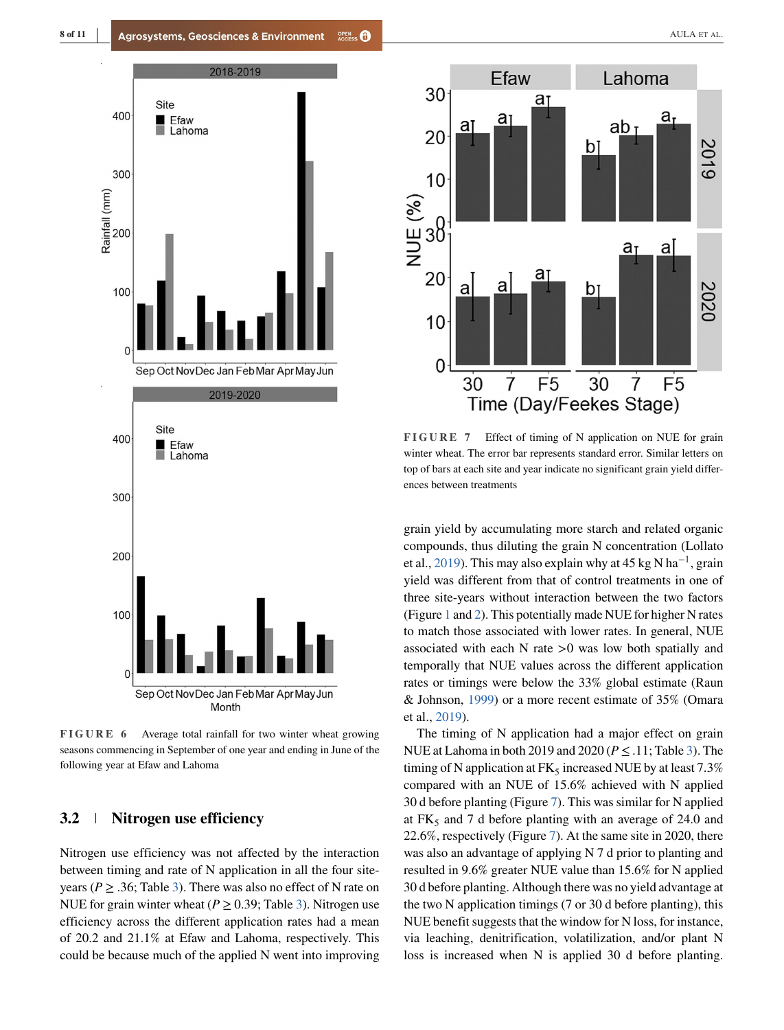FIGURE 6 Average total rainfall for two winter wheat growing seasons commencing in September of one year and ending in June of the following year at Efaw and Lahoma

FIGURE 7 Effect of timing of N application on NUE for grain winter wheat. The error bar represents standard error. Similar letters on top of bars at each site and year indicate no significant grain yield differences between treatments

## 3.2 | Nitrogen use efficiency

Nitrogen use efficiency was not affected by the interaction between timing and rate of N application in all the four site-years ($P \geq .36$; Table 3). There was also no effect of N rate on NUE for grain winter wheat ($P \geq 0.39$; Table 3). Nitrogen use efficiency across the different application rates had a mean of 20.2 and 21.1% at Efaw and Lahoma, respectively. This could be because much of the applied N went into improving grain yield by accumulating more starch and related organic compounds, thus diluting the grain N concentration (Lollato et al., 2019). This may also explain why at 45 kg N ha$^{-1}$, grain yield was different from that of control treatments in one of three site-years without interaction between the two factors (Figure 1 and 2). This potentially made NUE for higher N rates to match those associated with lower rates. In general, NUE associated with each N rate >0 was low both spatially and temporally that NUE values across the different application rates or timings were below the 33% global estimate (Raun & Johnson, 1999) or a more recent estimate of 35% (Omara et al., 2019).

The timing of N application had a major effect on grain NUE at Lahoma in both 2019 and 2020 ($P \leq .11$; Table 3). The timing of N application at $FK_5$ increased NUE by at least 7.3% compared with an NUE of 15.6% achieved with N applied 30 d before planting (Figure 7). This was similar for N applied at $FK_5$ and 7 d before planting with an average of 24.0 and 22.6%, respectively (Figure 7). At the same site in 2020, there was also an advantage of applying N 7 d prior to planting and resulted in 9.6% greater NUE value than 15.6% for N applied 30 d before planting. Although there was no yield advantage at the two N application timings (7 or 30 d before planting), this NUE benefit suggests that the window for N loss, for instance, via leaching, denitrification, volatilization, and/or plant N loss is increased when N is applied 30 d before planting.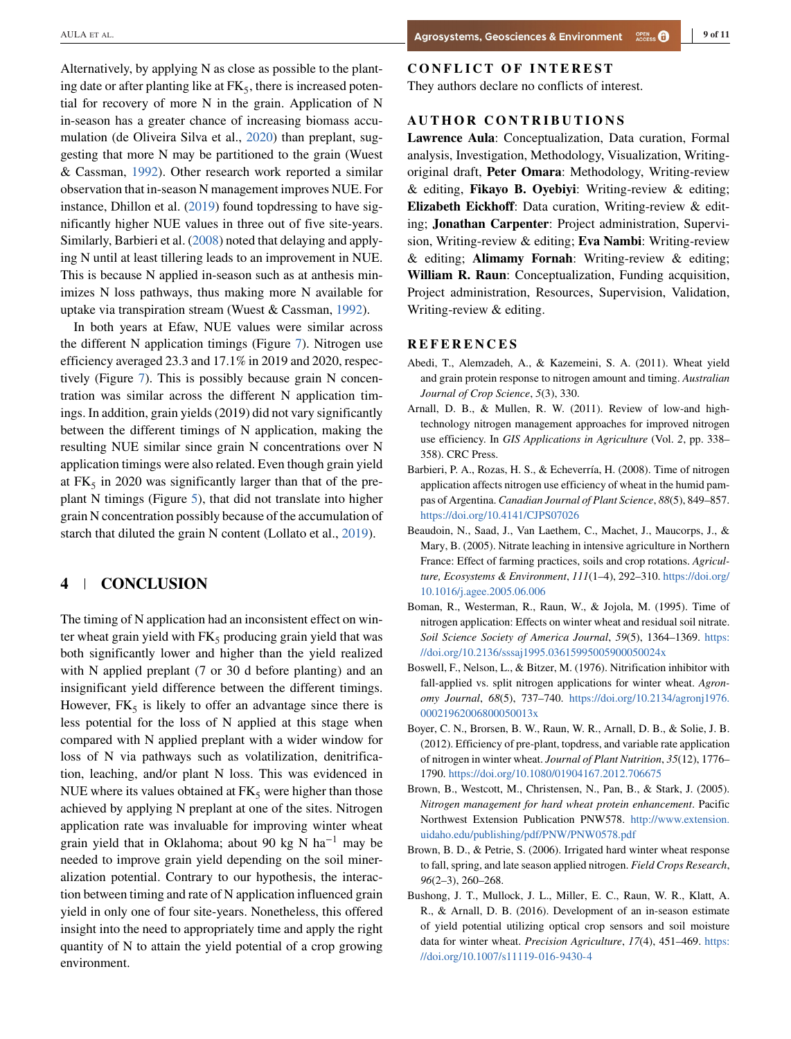Alternatively, by applying N as close as possible to the planting date or after planting like at $FK_5$, there is increased potential for recovery of more N in the grain. Application of N in-season has a greater chance of increasing biomass accumulation (de Oliveira Silva et al., 2020) than preplant, suggesting that more N may be partitioned to the grain (Wuest & Cassman, 1992). Other research work reported a similar observation that in-season N management improves NUE. For instance, Dhillon et al. (2019) found topdressing to have significantly higher NUE values in three out of five site-years. Similarly, Barbieri et al. (2008) noted that delaying and applying N until at least tillering leads to an improvement in NUE. This is because N applied in-season such as at anthesis minimizes N loss pathways, thus making more N available for uptake via transpiration stream (Wuest & Cassman, 1992).

In both years at Efaw, NUE values were similar across the different N application timings (Figure 7). Nitrogen use efficiency averaged 23.3 and 17.1% in 2019 and 2020, respectively (Figure 7). This is possibly because grain N concentration was similar across the different N application timings. In addition, grain yields (2019) did not vary significantly between the different timings of N application, making the resulting NUE similar since grain N concentrations over N application timings were also related. Even though grain yield at $FK_5$ in 2020 was significantly larger than that of the preplant N timings (Figure 5), that did not translate into higher grain N concentration possibly because of the accumulation of starch that diluted the grain N content (Lollato et al., 2019).

## 4 | CONCLUSION

The timing of N application had an inconsistent effect on winter wheat grain yield with $FK_5$ producing grain yield that was both significantly lower and higher than the yield realized with N applied preplant (7 or 30 d before planting) and an insignificant yield difference between the different timings. However, $FK_5$ is likely to offer an advantage since there is less potential for the loss of N applied at this stage when compared with N applied preplant with a wider window for loss of N via pathways such as volatilization, denitrification, leaching, and/or plant N loss. This was evidenced in NUE where its values obtained at $FK_5$ were higher than those achieved by applying N preplant at one of the sites. Nitrogen application rate was invaluable for improving winter wheat grain yield that in Oklahoma; about 90 kg N $ha^{-1}$ may be needed to improve grain yield depending on the soil mineralization potential. Contrary to our hypothesis, the interaction between timing and rate of N application influenced grain yield in only one of four site-years. Nonetheless, this offered insight into the need to appropriately time and apply the right quantity of N to attain the yield potential of a crop growing environment.

## CONFLICT OF INTEREST

They authors declare no conflicts of interest.

## AUTHOR CONTRIBUTIONS

**Lawrence Aula**: Conceptualization, Data curation, Formal analysis, Investigation, Methodology, Visualization, Writing-original draft, **Peter Omara**: Methodology, Writing-review & editing, **Fikayo B. Oyebiyi**: Writing-review & editing; **Elizabeth Eickhoff**: Data curation, Writing-review & editing; **Jonathan Carpenter**: Project administration, Supervision, Writing-review & editing; **Eva Nambi**: Writing-review & editing; **Alimamy Fornah**: Writing-review & editing; **William R. Raun**: Conceptualization, Funding acquisition, Project administration, Resources, Supervision, Validation, Writing-review & editing.

## REFERENCES

Abedi, T., Alemzadeh, A., & Kazemeini, S. A. (2011). Wheat yield and grain protein response to nitrogen amount and timing. *Australian Journal of Crop Science*, *5*(3), 330.

Arnall, D. B., & Mullen, R. W. (2011). Review of low-and high-technology nitrogen management approaches for improved nitrogen use efficiency. In *GIS Applications in Agriculture* (Vol. *2*, pp. 338–358). CRC Press.

Barbieri, P. A., Rozas, H. S., & Echeverría, H. (2008). Time of nitrogen application affects nitrogen use efficiency of wheat in the humid pampas of Argentina. *Canadian Journal of Plant Science*, *88*(5), 849–857. https://doi.org/10.4141/CJPS07026

Beaudoin, N., Saad, J., Van Laethem, C., Machet, J., Maucorps, J., & Mary, B. (2005). Nitrate leaching in intensive agriculture in Northern France: Effect of farming practices, soils and crop rotations. *Agriculture, Ecosystems & Environment*, *111*(1–4), 292–310. https://doi.org/10.1016/j.agee.2005.06.006

Boman, R., Westerman, R., Raun, W., & Jojola, M. (1995). Time of nitrogen application: Effects on winter wheat and residual soil nitrate. *Soil Science Society of America Journal*, *59*(5), 1364–1369. https://doi.org/10.2136/sssaj1995.03615995005900050024x

Boswell, F., Nelson, L., & Bitzer, M. (1976). Nitrification inhibitor with fall-applied vs. split nitrogen applications for winter wheat. *Agronomy Journal*, *68*(5), 737–740. https://doi.org/10.2134/agronj1976.00021962006800050013x

Boyer, C. N., Brorsen, B. W., Raun, W. R., Arnall, D. B., & Solie, J. B. (2012). Efficiency of pre-plant, topdress, and variable rate application of nitrogen in winter wheat. *Journal of Plant Nutrition*, *35*(12), 1776–1790. https://doi.org/10.1080/01904167.2012.706675

Brown, B., Westcott, M., Christensen, N., Pan, B., & Stark, J. (2005). *Nitrogen management for hard wheat protein enhancement*. Pacific Northwest Extension Publication PNW578. http://www.extension.uidaho.edu/publishing/pdf/PNW/PNW0578.pdf

Brown, B. D., & Petrie, S. (2006). Irrigated hard winter wheat response to fall, spring, and late season applied nitrogen. *Field Crops Research*, *96*(2–3), 260–268.

Bushong, J. T., Mullock, J. L., Miller, E. C., Raun, W. R., Klatt, A. R., & Arnall, D. B. (2016). Development of an in-season estimate of yield potential utilizing optical crop sensors and soil moisture data for winter wheat. *Precision Agriculture*, *17*(4), 451–469. https://doi.org/10.1007/s11119-016-9430-4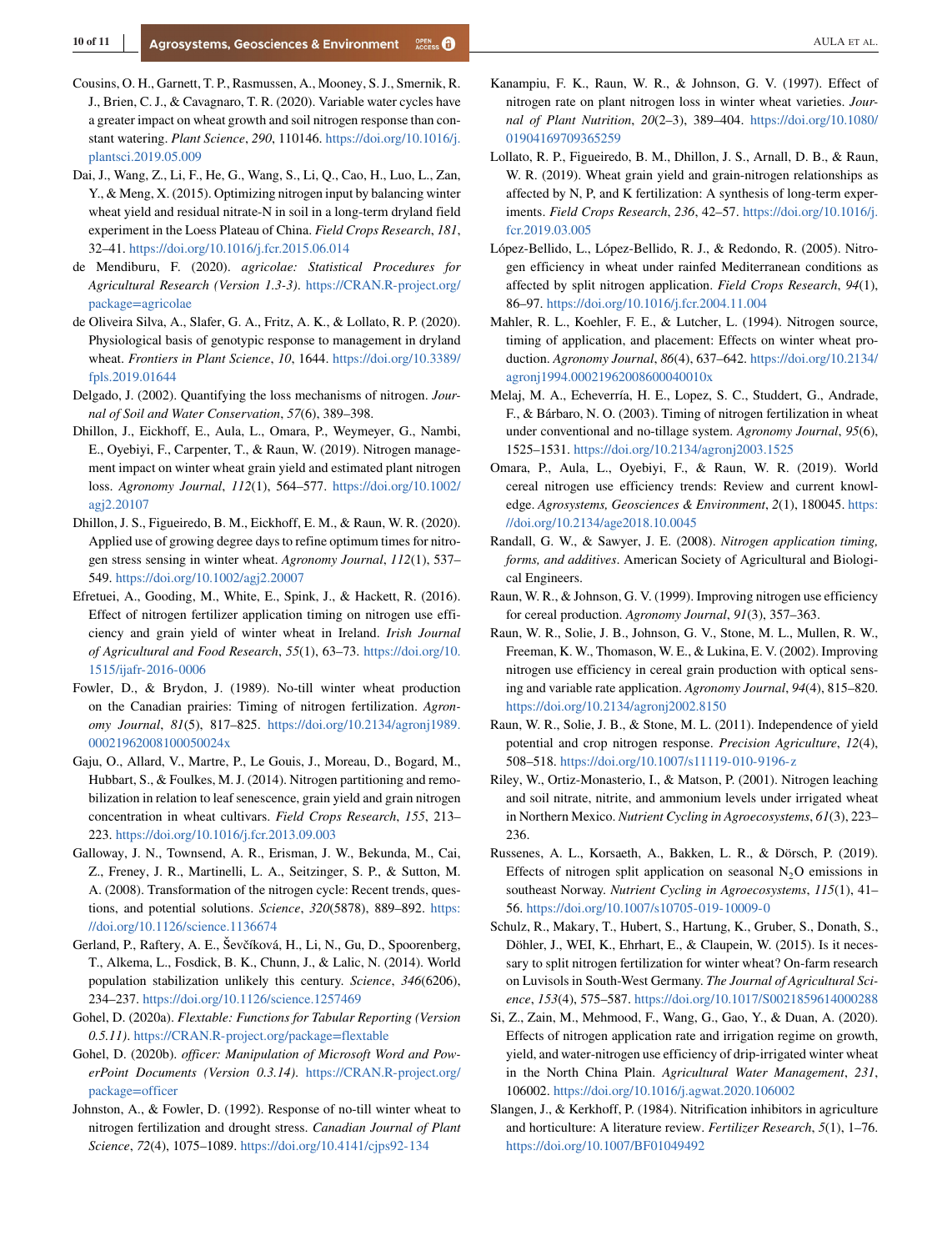Cousins, O. H., Garnett, T. P., Rasmussen, A., Mooney, S. J., Smernik, R. J., Brien, C. J., & Cavagnaro, T. R. (2020). Variable water cycles have a greater impact on wheat growth and soil nitrogen response than constant watering. *Plant Science*, *290*, 110146. https://doi.org/10.1016/j.plantsci.2019.05.009

Dai, J., Wang, Z., Li, F., He, G., Wang, S., Li, Q., Cao, H., Luo, L., Zan, Y., & Meng, X. (2015). Optimizing nitrogen input by balancing winter wheat yield and residual nitrate-N in soil in a long-term dryland field experiment in the Loess Plateau of China. *Field Crops Research*, *181*, 32–41. https://doi.org/10.1016/j.fcr.2015.06.014

de Mendiburu, F. (2020). *agricolae: Statistical Procedures for Agricultural Research (Version 1.3-3)*. https://CRAN.R-project.org/package=agricolae

de Oliveira Silva, A., Slafer, G. A., Fritz, A. K., & Lollato, R. P. (2020). Physiological basis of genotypic response to management in dryland wheat. *Frontiers in Plant Science*, *10*, 1644. https://doi.org/10.3389/fpls.2019.01644

Delgado, J. (2002). Quantifying the loss mechanisms of nitrogen. *Journal of Soil and Water Conservation*, *57*(6), 389–398.

Dhillon, J., Eickhoff, E., Aula, L., Omara, P., Weymeyer, G., Nambi, E., Oyebiyi, F., Carpenter, T., & Raun, W. (2019). Nitrogen management impact on winter wheat grain yield and estimated plant nitrogen loss. *Agronomy Journal*, *112*(1), 564–577. https://doi.org/10.1002/agj2.20107

Dhillon, J. S., Figueiredo, B. M., Eickhoff, E. M., & Raun, W. R. (2020). Applied use of growing degree days to refine optimum times for nitrogen stress sensing in winter wheat. *Agronomy Journal*, *112*(1), 537–549. https://doi.org/10.1002/agj2.20007

Efretuei, A., Gooding, M., White, E., Spink, J., & Hackett, R. (2016). Effect of nitrogen fertilizer application timing on nitrogen use efficiency and grain yield of winter wheat in Ireland. *Irish Journal of Agricultural and Food Research*, *55*(1), 63–73. https://doi.org/10.1515/ijafr-2016-0006

Fowler, D., & Brydon, J. (1989). No-till winter wheat production on the Canadian prairies: Timing of nitrogen fertilization. *Agronomy Journal*, *81*(5), 817–825. https://doi.org/10.2134/agronj1989.00021962008100050024x

Gaju, O., Allard, V., Martre, P., Le Gouis, J., Moreau, D., Bogard, M., Hubbart, S., & Foulkes, M. J. (2014). Nitrogen partitioning and remobilization in relation to leaf senescence, grain yield and grain nitrogen concentration in wheat cultivars. *Field Crops Research*, *155*, 213–223. https://doi.org/10.1016/j.fcr.2013.09.003

Galloway, J. N., Townsend, A. R., Erisman, J. W., Bekunda, M., Cai, Z., Freney, J. R., Martinelli, L. A., Seitzinger, S. P., & Sutton, M. A. (2008). Transformation of the nitrogen cycle: Recent trends, questions, and potential solutions. *Science*, *320*(5878), 889–892. https://doi.org/10.1126/science.1136674

Gerland, P., Raftery, A. E., Ševčíková, H., Li, N., Gu, D., Spoorenberg, T., Alkema, L., Fosdick, B. K., Chunn, J., & Lalic, N. (2014). World population stabilization unlikely this century. *Science*, *346*(6206), 234–237. https://doi.org/10.1126/science.1257469

Gohel, D. (2020a). *Flextable: Functions for Tabular Reporting (Version 0.5.11)*. https://CRAN.R-project.org/package=flextable

Gohel, D. (2020b). *officer: Manipulation of Microsoft Word and PowerPoint Documents (Version 0.3.14)*. https://CRAN.R-project.org/package=officer

Johnston, A., & Fowler, D. (1992). Response of no-till winter wheat to nitrogen fertilization and drought stress. *Canadian Journal of Plant Science*, *72*(4), 1075–1089. https://doi.org/10.4141/cjps92-134

Kanampiu, F. K., Raun, W. R., & Johnson, G. V. (1997). Effect of nitrogen rate on plant nitrogen loss in winter wheat varieties. *Journal of Plant Nutrition*, *20*(2–3), 389–404. https://doi.org/10.1080/01904169709365259

Lollato, R. P., Figueiredo, B. M., Dhillon, J. S., Arnall, D. B., & Raun, W. R. (2019). Wheat grain yield and grain-nitrogen relationships as affected by N, P, and K fertilization: A synthesis of long-term experiments. *Field Crops Research*, *236*, 42–57. https://doi.org/10.1016/j.fcr.2019.03.005

López-Bellido, L., López-Bellido, R. J., & Redondo, R. (2005). Nitrogen efficiency in wheat under rainfed Mediterranean conditions as affected by split nitrogen application. *Field Crops Research*, *94*(1), 86–97. https://doi.org/10.1016/j.fcr.2004.11.004

Mahler, R. L., Koehler, F. E., & Lutcher, L. (1994). Nitrogen source, timing of application, and placement: Effects on winter wheat production. *Agronomy Journal*, *86*(4), 637–642. https://doi.org/10.2134/agronj1994.00021962008600040010x

Melaj, M. A., Echeverría, H. E., Lopez, S. C., Studdert, G., Andrade, F., & Bárbaro, N. O. (2003). Timing of nitrogen fertilization in wheat under conventional and no-tillage system. *Agronomy Journal*, *95*(6), 1525–1531. https://doi.org/10.2134/agronj2003.1525

Omara, P., Aula, L., Oyebiyi, F., & Raun, W. R. (2019). World cereal nitrogen use efficiency trends: Review and current knowledge. *Agrosystems, Geosciences & Environment*, *2*(1), 180045. https://doi.org/10.2134/age2018.10.0045

Randall, G. W., & Sawyer, J. E. (2008). *Nitrogen application timing, forms, and additives*. American Society of Agricultural and Biological Engineers.

Raun, W. R., & Johnson, G. V. (1999). Improving nitrogen use efficiency for cereal production. *Agronomy Journal*, *91*(3), 357–363.

Raun, W. R., Solie, J. B., Johnson, G. V., Stone, M. L., Mullen, R. W., Freeman, K. W., Thomason, W. E., & Lukina, E. V. (2002). Improving nitrogen use efficiency in cereal grain production with optical sensing and variable rate application. *Agronomy Journal*, *94*(4), 815–820. https://doi.org/10.2134/agronj2002.8150

Raun, W. R., Solie, J. B., & Stone, M. L. (2011). Independence of yield potential and crop nitrogen response. *Precision Agriculture*, *12*(4), 508–518. https://doi.org/10.1007/s11119-010-9196-z

Riley, W., Ortiz-Monasterio, I., & Matson, P. (2001). Nitrogen leaching and soil nitrate, nitrite, and ammonium levels under irrigated wheat in Northern Mexico. *Nutrient Cycling in Agroecosystems*, *61*(3), 223–236.

Russenes, A. L., Korsaeth, A., Bakken, L. R., & Dörsch, P. (2019). Effects of nitrogen split application on seasonal $N_2O$ emissions in southeast Norway. *Nutrient Cycling in Agroecosystems*, *115*(1), 41–56. https://doi.org/10.1007/s10705-019-10009-0

Schulz, R., Makary, T., Hubert, S., Hartung, K., Gruber, S., Donath, S., Döhler, J., WEI, K., Ehrhart, E., & Claupein, W. (2015). Is it necessary to split nitrogen fertilization for winter wheat? On-farm research on Luvisols in South-West Germany. *The Journal of Agricultural Science*, *153*(4), 575–587. https://doi.org/10.1017/S0021859614000288

Si, Z., Zain, M., Mehmood, F., Wang, G., Gao, Y., & Duan, A. (2020). Effects of nitrogen application rate and irrigation regime on growth, yield, and water-nitrogen use efficiency of drip-irrigated winter wheat in the North China Plain. *Agricultural Water Management*, *231*, 106002. https://doi.org/10.1016/j.agwat.2020.106002

Slangen, J., & Kerkhoff, P. (1984). Nitrification inhibitors in agriculture and horticulture: A literature review. *Fertilizer Research*, *5*(1), 1–76. https://doi.org/10.1007/BF01049492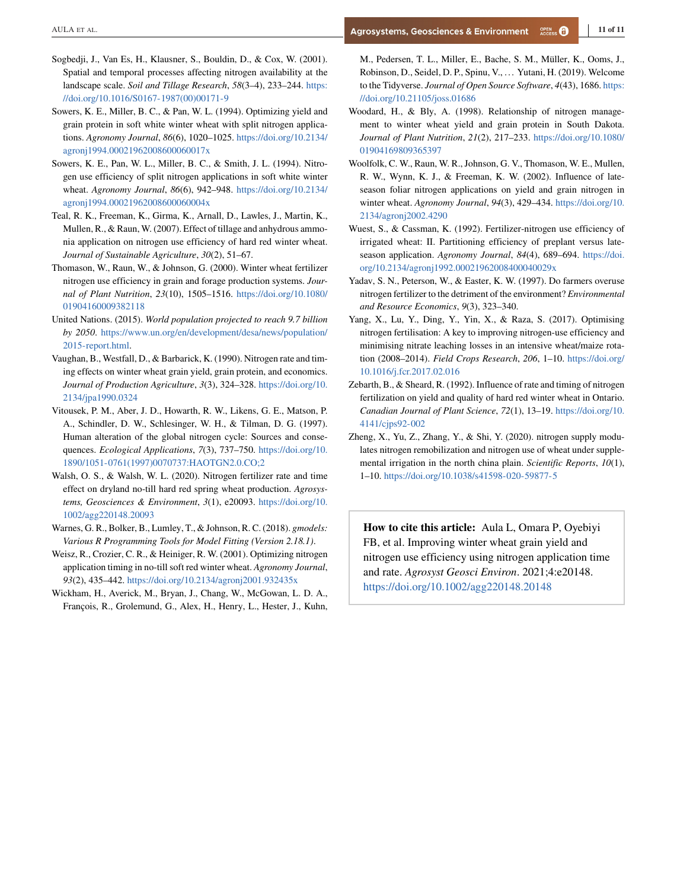Sogbedji, J., Van Es, H., Klausner, S., Bouldin, D., & Cox, W. (2001). Spatial and temporal processes affecting nitrogen availability at the landscape scale. *Soil and Tillage Research*, *58*(3–4), 233–244. https://doi.org/10.1016/S0167-1987(00)00171-9

Sowers, K. E., Miller, B. C., & Pan, W. L. (1994). Optimizing yield and grain protein in soft white winter wheat with split nitrogen applications. *Agronomy Journal*, *86*(6), 1020–1025. https://doi.org/10.2134/agronj1994.00021962008600060017x

Sowers, K. E., Pan, W. L., Miller, B. C., & Smith, J. L. (1994). Nitrogen use efficiency of split nitrogen applications in soft white winter wheat. *Agronomy Journal*, *86*(6), 942–948. https://doi.org/10.2134/agronj1994.00021962008600060004x

Teal, R. K., Freeman, K., Girma, K., Arnall, D., Lawles, J., Martin, K., Mullen, R., & Raun, W. (2007). Effect of tillage and anhydrous ammonia application on nitrogen use efficiency of hard red winter wheat. *Journal of Sustainable Agriculture*, *30*(2), 51–67.

Thomason, W., Raun, W., & Johnson, G. (2000). Winter wheat fertilizer nitrogen use efficiency in grain and forage production systems. *Journal of Plant Nutrition*, *23*(10), 1505–1516. https://doi.org/10.1080/01904160009382118

United Nations. (2015). *World population projected to reach 9.7 billion by 2050*. https://www.un.org/en/development/desa/news/population/2015-report.html.

Vaughan, B., Westfall, D., & Barbarick, K. (1990). Nitrogen rate and timing effects on winter wheat grain yield, grain protein, and economics. *Journal of Production Agriculture*, *3*(3), 324–328. https://doi.org/10.2134/jpa1990.0324

Vitousek, P. M., Aber, J. D., Howarth, R. W., Likens, G. E., Matson, P. A., Schindler, D. W., Schlesinger, W. H., & Tilman, D. G. (1997). Human alteration of the global nitrogen cycle: Sources and consequences. *Ecological Applications*, *7*(3), 737–750. https://doi.org/10.1890/1051-0761(1997)0070737:HAOTGN2.0.CO;2

Walsh, O. S., & Walsh, W. L. (2020). Nitrogen fertilizer rate and time effect on dryland no-till hard red spring wheat production. *Agrosystems, Geosciences & Environment*, *3*(1), e20093. https://doi.org/10.1002/agg220148.20093

Warnes, G. R., Bolker, B., Lumley, T., & Johnson, R. C. (2018). *gmodels: Various R Programming Tools for Model Fitting (Version 2.18.1)*.

Weisz, R., Crozier, C. R., & Heiniger, R. W. (2001). Optimizing nitrogen application timing in no-till soft red winter wheat. *Agronomy Journal*, *93*(2), 435–442. https://doi.org/10.2134/agronj2001.932435x

Wickham, H., Averick, M., Bryan, J., Chang, W., McGowan, L. D. A., François, R., Grolemund, G., Alex, H., Henry, L., Hester, J., Kuhn, M., Pedersen, T. L., Miller, E., Bache, S. M., Müller, K., Ooms, J., Robinson, D., Seidel, D. P., Spinu, V., … Yutani, H. (2019). Welcome to the Tidyverse. *Journal of Open Source Software*, *4*(43), 1686. https://doi.org/10.21105/joss.01686

Woodard, H., & Bly, A. (1998). Relationship of nitrogen management to winter wheat yield and grain protein in South Dakota. *Journal of Plant Nutrition*, *21*(2), 217–233. https://doi.org/10.1080/01904169809365397

Woolfolk, C. W., Raun, W. R., Johnson, G. V., Thomason, W. E., Mullen, R. W., Wynn, K. J., & Freeman, K. W. (2002). Influence of late-season foliar nitrogen applications on yield and grain nitrogen in winter wheat. *Agronomy Journal*, *94*(3), 429–434. https://doi.org/10.2134/agronj2002.4290

Wuest, S., & Cassman, K. (1992). Fertilizer-nitrogen use efficiency of irrigated wheat: II. Partitioning efficiency of preplant versus late-season application. *Agronomy Journal*, *84*(4), 689–694. https://doi.org/10.2134/agronj1992.00021962008400040029x

Yadav, S. N., Peterson, W., & Easter, K. W. (1997). Do farmers overuse nitrogen fertilizer to the detriment of the environment? *Environmental and Resource Economics*, *9*(3), 323–340.

Yang, X., Lu, Y., Ding, Y., Yin, X., & Raza, S. (2017). Optimising nitrogen fertilisation: A key to improving nitrogen-use efficiency and minimising nitrate leaching losses in an intensive wheat/maize rotation (2008–2014). *Field Crops Research*, *206*, 1–10. https://doi.org/10.1016/j.fcr.2017.02.016

Zebarth, B., & Sheard, R. (1992). Influence of rate and timing of nitrogen fertilization on yield and quality of hard red winter wheat in Ontario. *Canadian Journal of Plant Science*, *72*(1), 13–19. https://doi.org/10.4141/cjps92-002

Zheng, X., Yu, Z., Zhang, Y., & Shi, Y. (2020). nitrogen supply modulates nitrogen remobilization and nitrogen use of wheat under supplemental irrigation in the north china plain. *Scientific Reports*, *10*(1), 1–10. https://doi.org/10.1038/s41598-020-59877-5

**How to cite this article:** Aula L, Omara P, Oyebiyi FB, et al. Improving winter wheat grain yield and nitrogen use efficiency using nitrogen application time and rate. *Agrosyst Geosci Environ*. 2021;4:e20148. https://doi.org/10.1002/agg220148.20148